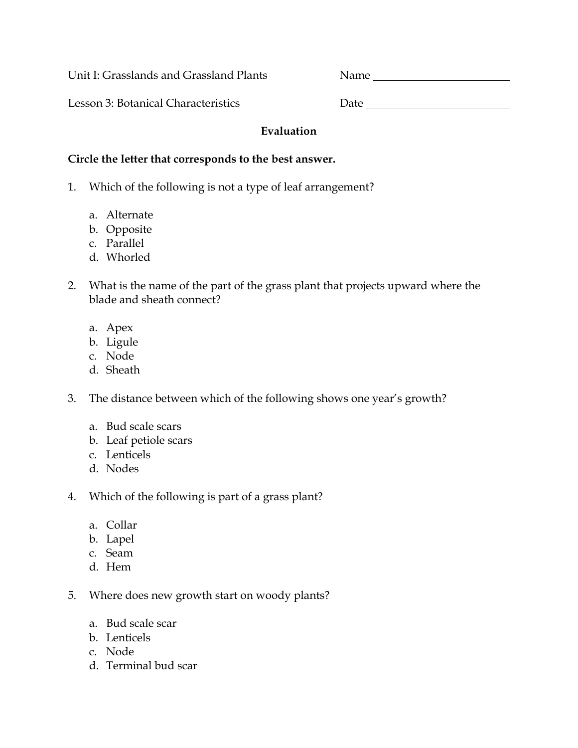Unit I: Grasslands and Grassland Plants  Name ______________________

Lesson 3: Botanical Characteristics  Date ______________________

**Evaluation**

**Circle the letter that corresponds to the best answer.**

1. Which of the following is not a type of leaf arrangement?

    a. Alternate
    b. Opposite
    c. Parallel
    d. Whorled

2. What is the name of the part of the grass plant that projects upward where the blade and sheath connect?

    a. Apex
    b. Ligule
    c. Node
    d. Sheath

3. The distance between which of the following shows one year's growth?

    a. Bud scale scars
    b. Leaf petiole scars
    c. Lenticels
    d. Nodes

4. Which of the following is part of a grass plant?

    a. Collar
    b. Lapel
    c. Seam
    d. Hem

5. Where does new growth start on woody plants?

    a. Bud scale scar
    b. Lenticels
    c. Node
    d. Terminal bud scar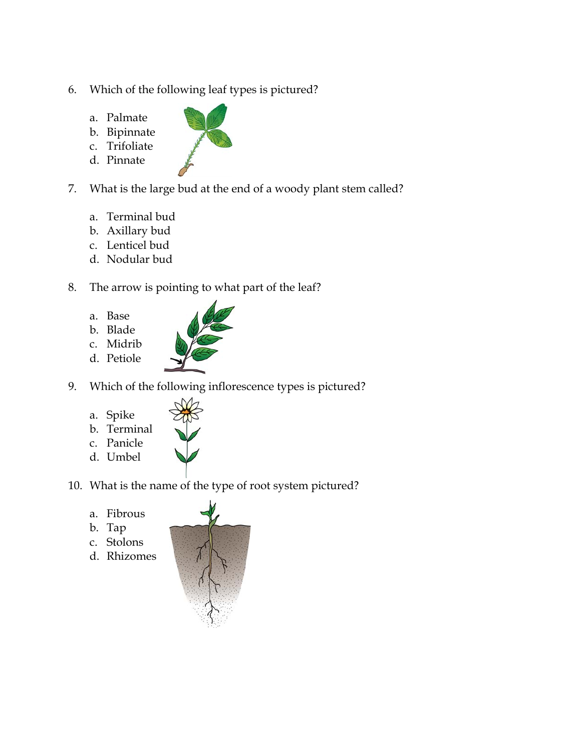6. Which of the following leaf types is pictured?

   a. Palmate
   b. Bipinnate
   c. Trifoliate
   d. Pinnate

7. What is the large bud at the end of a woody plant stem called?

   a. Terminal bud
   b. Axillary bud
   c. Lenticel bud
   d. Nodular bud

8. The arrow is pointing to what part of the leaf?

   a. Base
   b. Blade
   c. Midrib
   d. Petiole

9. Which of the following inflorescence types is pictured?

   a. Spike
   b. Terminal
   c. Panicle
   d. Umbel

10. What is the name of the type of root system pictured?

    a. Fibrous
    b. Tap
    c. Stolons
    d. Rhizomes